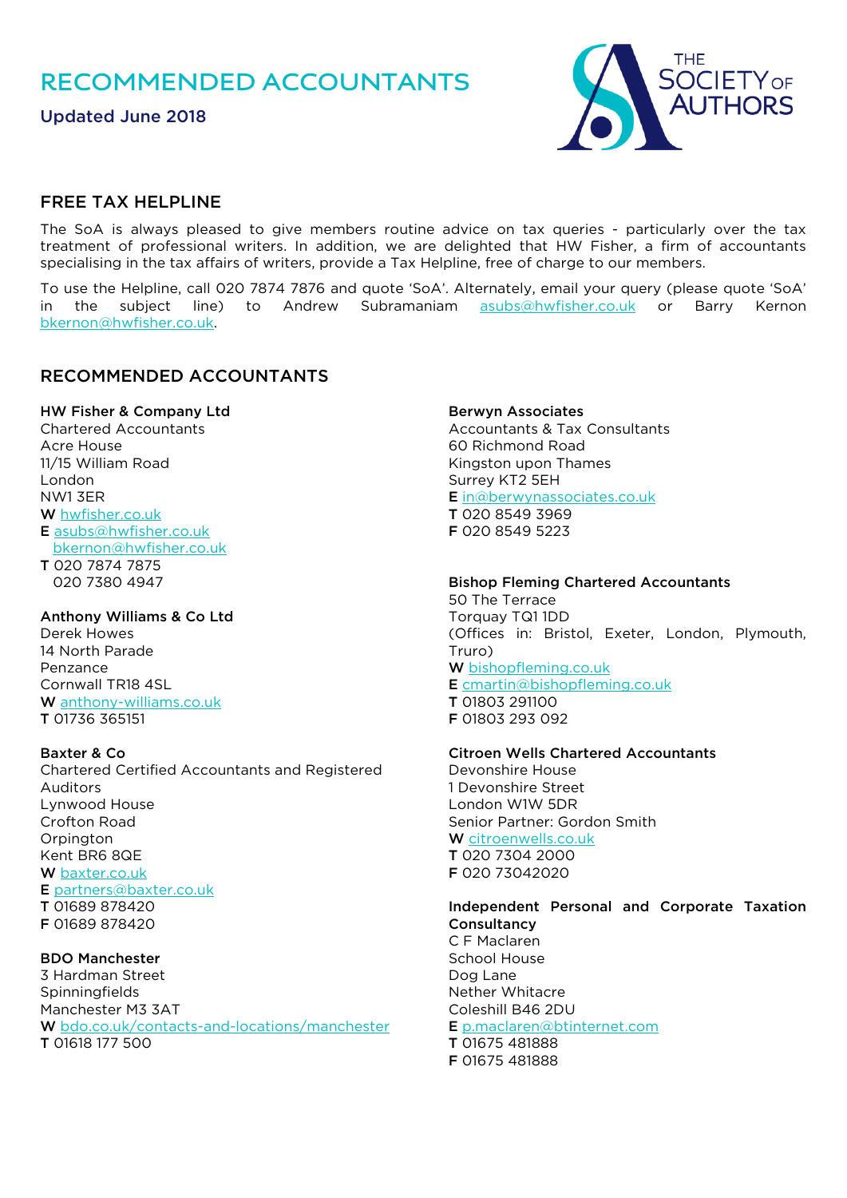# RECOMMENDED ACCOUNTANTS

Updated June 2018

THE SOCIETY OF AUTHORS

## FREE TAX HELPLINE

The SoA is always pleased to give members routine advice on tax queries - particularly over the tax treatment of professional writers. In addition, we are delighted that HW Fisher, a firm of accountants specialising in the tax affairs of writers, provide a Tax Helpline, free of charge to our members.

To use the Helpline, call 020 7874 7876 and quote 'SoA'. Alternately, email your query (please quote 'SoA' in the subject line) to Andrew Subramaniam asubs@hwfisher.co.uk or Barry Kernon bkernon@hwfisher.co.uk.

## RECOMMENDED ACCOUNTANTS

**HW Fisher & Company Ltd**
Chartered Accountants
Acre House
11/15 William Road
London
NW1 3ER
**W** hwfisher.co.uk
**E** asubs@hwfisher.co.uk
bkernon@hwfisher.co.uk
**T** 020 7874 7875
020 7380 4947

**Anthony Williams & Co Ltd**
Derek Howes
14 North Parade
Penzance
Cornwall TR18 4SL
**W** anthony-williams.co.uk
**T** 01736 365151

**Baxter & Co**
Chartered Certified Accountants and Registered Auditors
Lynwood House
Crofton Road
Orpington
Kent BR6 8QE
**W** baxter.co.uk
**E** partners@baxter.co.uk
**T** 01689 878420
**F** 01689 878420

**BDO Manchester**
3 Hardman Street
Spinningfields
Manchester M3 3AT
**W** bdo.co.uk/contacts-and-locations/manchester
**T** 01618 177 500

**Berwyn Associates**
Accountants & Tax Consultants
60 Richmond Road
Kingston upon Thames
Surrey KT2 5EH
**E** in@berwynassociates.co.uk
**T** 020 8549 3969
**F** 020 8549 5223

**Bishop Fleming Chartered Accountants**
50 The Terrace
Torquay TQ1 1DD
(Offices in: Bristol, Exeter, London, Plymouth, Truro)
**W** bishopfleming.co.uk
**E** cmartin@bishopfleming.co.uk
**T** 01803 291100
**F** 01803 293 092

**Citroen Wells Chartered Accountants**
Devonshire House
1 Devonshire Street
London W1W 5DR
Senior Partner: Gordon Smith
**W** citroenwells.co.uk
**T** 020 7304 2000
**F** 020 73042020

**Independent Personal and Corporate Taxation Consultancy**
C F Maclaren
School House
Dog Lane
Nether Whitacre
Coleshill B46 2DU
**E** p.maclaren@btinternet.com
**T** 01675 481888
**F** 01675 481888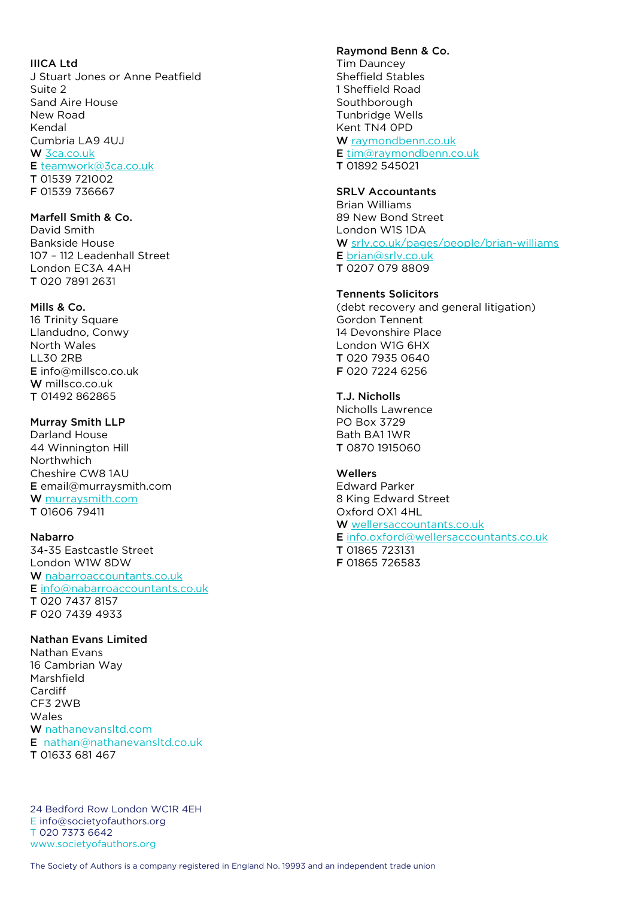**IIICA Ltd**
J Stuart Jones or Anne Peatfield
Suite 2
Sand Aire House
New Road
Kendal
Cumbria LA9 4UJ
**W** 3ca.co.uk
**E** teamwork@3ca.co.uk
**T** 01539 721002
**F** 01539 736667

**Marfell Smith & Co.**
David Smith
Bankside House
107 – 112 Leadenhall Street
London EC3A 4AH
**T** 020 7891 2631

**Mills & Co.**
16 Trinity Square
Llandudno, Conwy
North Wales
LL30 2RB
**E** info@millsco.co.uk
**W** millsco.co.uk
**T** 01492 862865

**Murray Smith LLP**
Darland House
44 Winnington Hill
Northwhich
Cheshire CW8 1AU
**E** email@murraysmith.com
**W** murraysmith.com
**T** 01606 79411

**Nabarro**
34-35 Eastcastle Street
London W1W 8DW
**W** nabarroaccountants.co.uk
**E** info@nabarroaccountants.co.uk
**T** 020 7437 8157
**F** 020 7439 4933

**Nathan Evans Limited**
Nathan Evans
16 Cambrian Way
Marshfield
Cardiff
CF3 2WB
Wales
**W** nathanevansltd.com
**E** nathan@nathanevansltd.co.uk
**T** 01633 681 467

**Raymond Benn & Co.**
Tim Dauncey
Sheffield Stables
1 Sheffield Road
Southborough
Tunbridge Wells
Kent TN4 0PD
**W** raymondbenn.co.uk
**E** tim@raymondbenn.co.uk
**T** 01892 545021

**SRLV Accountants**
Brian Williams
89 New Bond Street
London W1S 1DA
**W** srlv.co.uk/pages/people/brian-williams
**E** brian@srlv.co.uk
**T** 0207 079 8809

**Tennents Solicitors**
(debt recovery and general litigation)
Gordon Tennent
14 Devonshire Place
London W1G 6HX
**T** 020 7935 0640
**F** 020 7224 6256

**T.J. Nicholls**
Nicholls Lawrence
PO Box 3729
Bath BA1 1WR
**T** 0870 1915060

**Wellers**
Edward Parker
8 King Edward Street
Oxford OX1 4HL
**W** wellersaccountants.co.uk
**E** info.oxford@wellersaccountants.co.uk
**T** 01865 723131
**F** 01865 726583

24 Bedford Row London WC1R 4EH
E info@societyofauthors.org
T 020 7373 6642
www.societyofauthors.org

The Society of Authors is a company registered in England No. 19993 and an independent trade union